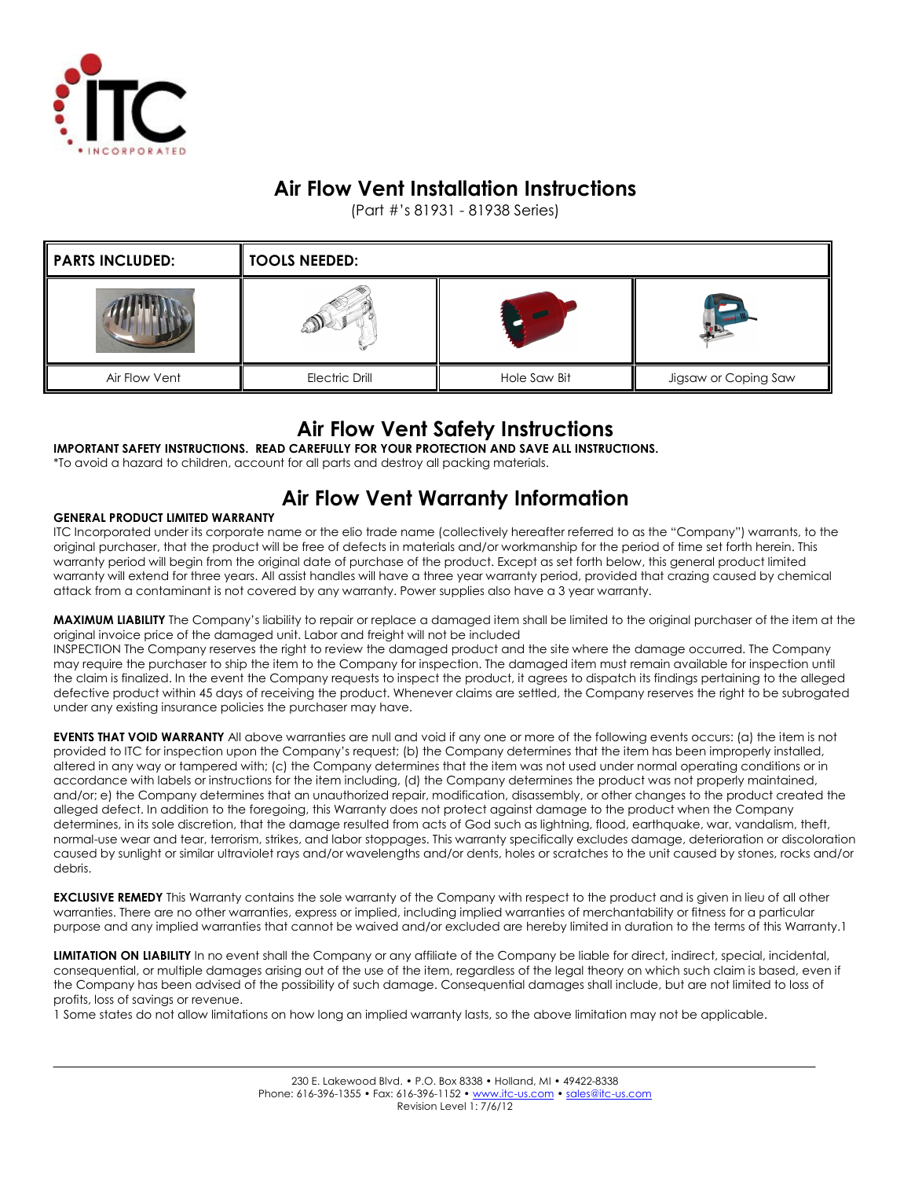# Air Flow Vent Installation Instructions

(Part #'s 81931 - 81938 Series)

| PARTS INCLUDED: | TOOLS NEEDED: | | |
|---|---|---|---|
| | | | |
| Air Flow Vent | Electric Drill | Hole Saw Bit | Jigsaw or Coping Saw |

## Air Flow Vent Safety Instructions

**IMPORTANT SAFETY INSTRUCTIONS. READ CAREFULLY FOR YOUR PROTECTION AND SAVE ALL INSTRUCTIONS.**

*To avoid a hazard to children, account for all parts and destroy all packing materials.

## Air Flow Vent Warranty Information

**GENERAL PRODUCT LIMITED WARRANTY**

ITC Incorporated under its corporate name or the elio trade name (collectively hereafter referred to as the "Company") warrants, to the original purchaser, that the product will be free of defects in materials and/or workmanship for the period of time set forth herein. This warranty period will begin from the original date of purchase of the product. Except as set forth below, this general product limited warranty will extend for three years. All assist handles will have a three year warranty period, provided that crazing caused by chemical attack from a contaminant is not covered by any warranty. Power supplies also have a 3 year warranty.

**MAXIMUM LIABILITY** The Company's liability to repair or replace a damaged item shall be limited to the original purchaser of the item at the original invoice price of the damaged unit. Labor and freight will not be included

INSPECTION The Company reserves the right to review the damaged product and the site where the damage occurred. The Company may require the purchaser to ship the item to the Company for inspection. The damaged item must remain available for inspection until the claim is finalized. In the event the Company requests to inspect the product, it agrees to dispatch its findings pertaining to the alleged defective product within 45 days of receiving the product. Whenever claims are settled, the Company reserves the right to be subrogated under any existing insurance policies the purchaser may have.

**EVENTS THAT VOID WARRANTY** All above warranties are null and void if any one or more of the following events occurs: (a) the item is not provided to ITC for inspection upon the Company's request; (b) the Company determines that the item has been improperly installed, altered in any way or tampered with; (c) the Company determines that the item was not used under normal operating conditions or in accordance with labels or instructions for the item including, (d) the Company determines the product was not properly maintained, and/or; e) the Company determines that an unauthorized repair, modification, disassembly, or other changes to the product created the alleged defect. In addition to the foregoing, this Warranty does not protect against damage to the product when the Company determines, in its sole discretion, that the damage resulted from acts of God such as lightning, flood, earthquake, war, vandalism, theft, normal-use wear and tear, terrorism, strikes, and labor stoppages. This warranty specifically excludes damage, deterioration or discoloration caused by sunlight or similar ultraviolet rays and/or wavelengths and/or dents, holes or scratches to the unit caused by stones, rocks and/or debris.

**EXCLUSIVE REMEDY** This Warranty contains the sole warranty of the Company with respect to the product and is given in lieu of all other warranties. There are no other warranties, express or implied, including implied warranties of merchantability or fitness for a particular purpose and any implied warranties that cannot be waived and/or excluded are hereby limited in duration to the terms of this Warranty.[1]

**LIMITATION ON LIABILITY** In no event shall the Company or any affiliate of the Company be liable for direct, indirect, special, incidental, consequential, or multiple damages arising out of the use of the item, regardless of the legal theory on which such claim is based, even if the Company has been advised of the possibility of such damage. Consequential damages shall include, but are not limited to loss of profits, loss of savings or revenue.

1 Some states do not allow limitations on how long an implied warranty lasts, so the above limitation may not be applicable.

---

230 E. Lakewood Blvd. • P.O. Box 8338 • Holland, MI • 49422-8338
Phone: 616-396-1355 • Fax: 616-396-1152 • www.itc-us.com • sales@itc-us.com
Revision Level 1: 7/6/12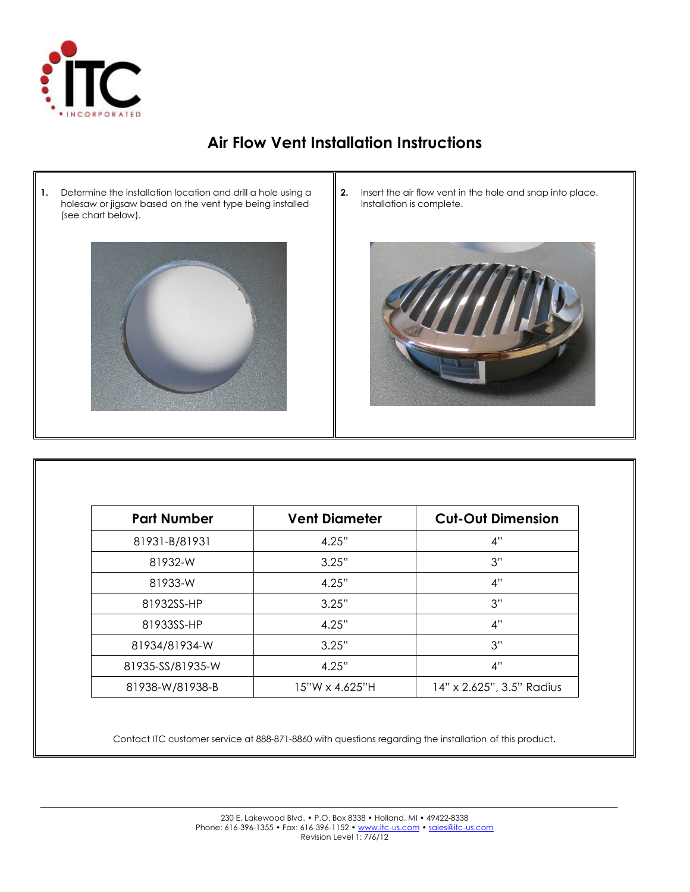# Air Flow Vent Installation Instructions

1. Determine the installation location and drill a hole using a holesaw or jigsaw based on the vent type being installed (see chart below).

2. Insert the air flow vent in the hole and snap into place. Installation is complete.

| Part Number | Vent Diameter | Cut-Out Dimension |
| --- | --- | --- |
| 81931-B/81931 | 4.25" | 4" |
| 81932-W | 3.25" | 3" |
| 81933-W | 4.25" | 4" |
| 81932SS-HP | 3.25" | 3" |
| 81933SS-HP | 4.25" | 4" |
| 81934/81934-W | 3.25" | 3" |
| 81935-SS/81935-W | 4.25" | 4" |
| 81938-W/81938-B | 15"W x 4.625"H | 14" x 2.625", 3.5" Radius |

Contact ITC customer service at 888-871-8860 with questions regarding the installation of this product.

230 E. Lakewood Blvd. • P.O. Box 8338 • Holland, MI • 49422-8338
Phone: 616-396-1355 • Fax: 616-396-1152 • www.itc-us.com • sales@itc-us.com
Revision Level 1: 7/6/12